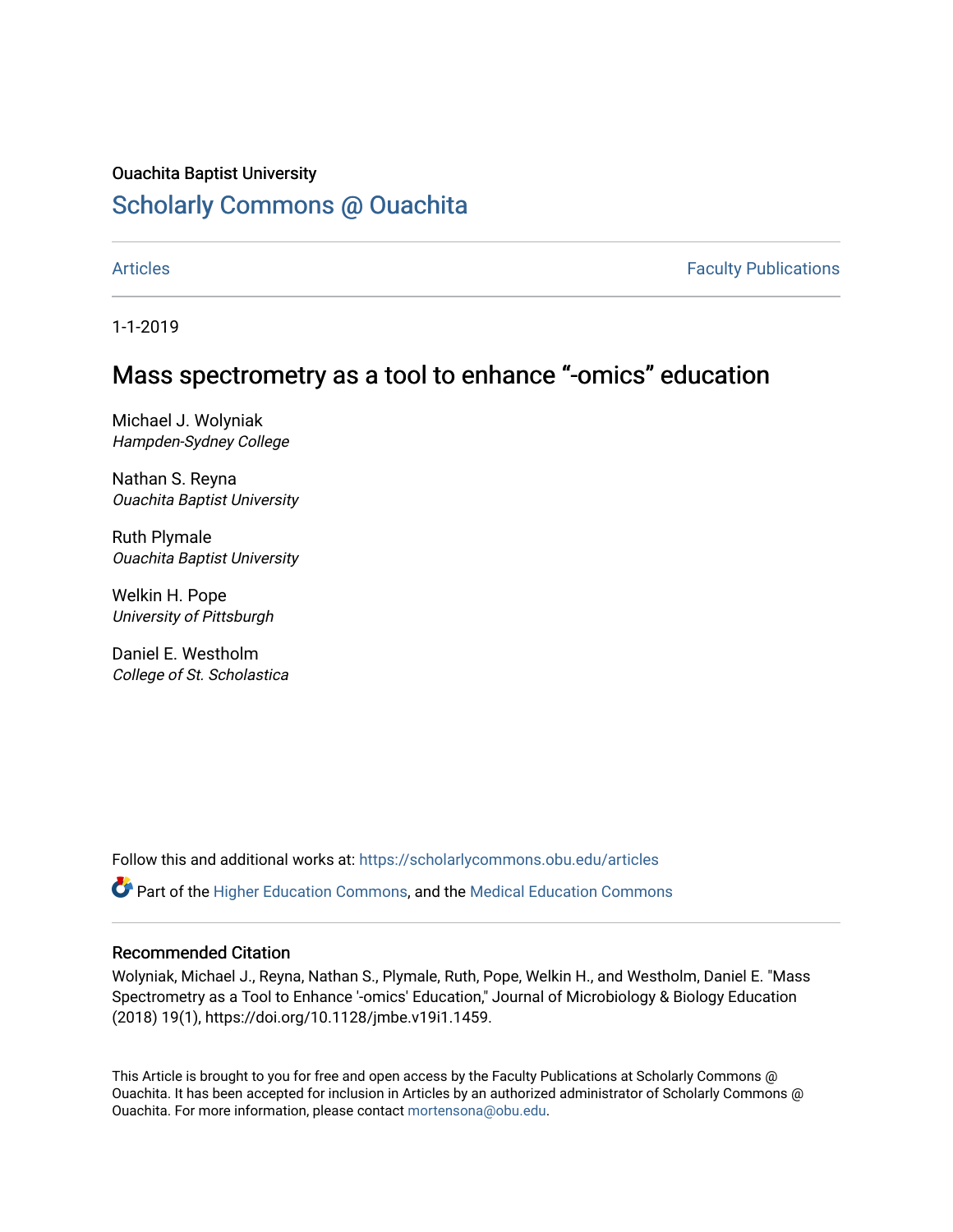Ouachita Baptist University

# Scholarly Commons @ Ouachita

Articles | Faculty Publications

1-1-2019

## Mass spectrometry as a tool to enhance "-omics" education

Michael J. Wolyniak
*Hampden-Sydney College*

Nathan S. Reyna
*Ouachita Baptist University*

Ruth Plymale
*Ouachita Baptist University*

Welkin H. Pope
*University of Pittsburgh*

Daniel E. Westholm
*College of St. Scholastica*

Follow this and additional works at: https://scholarlycommons.obu.edu/articles

Part of the Higher Education Commons, and the Medical Education Commons

### Recommended Citation

Wolyniak, Michael J., Reyna, Nathan S., Plymale, Ruth, Pope, Welkin H., and Westholm, Daniel E. "Mass Spectrometry as a Tool to Enhance '-omics' Education," Journal of Microbiology & Biology Education (2018) 19(1), https://doi.org/10.1128/jmbe.v19i1.1459.

This Article is brought to you for free and open access by the Faculty Publications at Scholarly Commons @ Ouachita. It has been accepted for inclusion in Articles by an authorized administrator of Scholarly Commons @ Ouachita. For more information, please contact mortensona@obu.edu.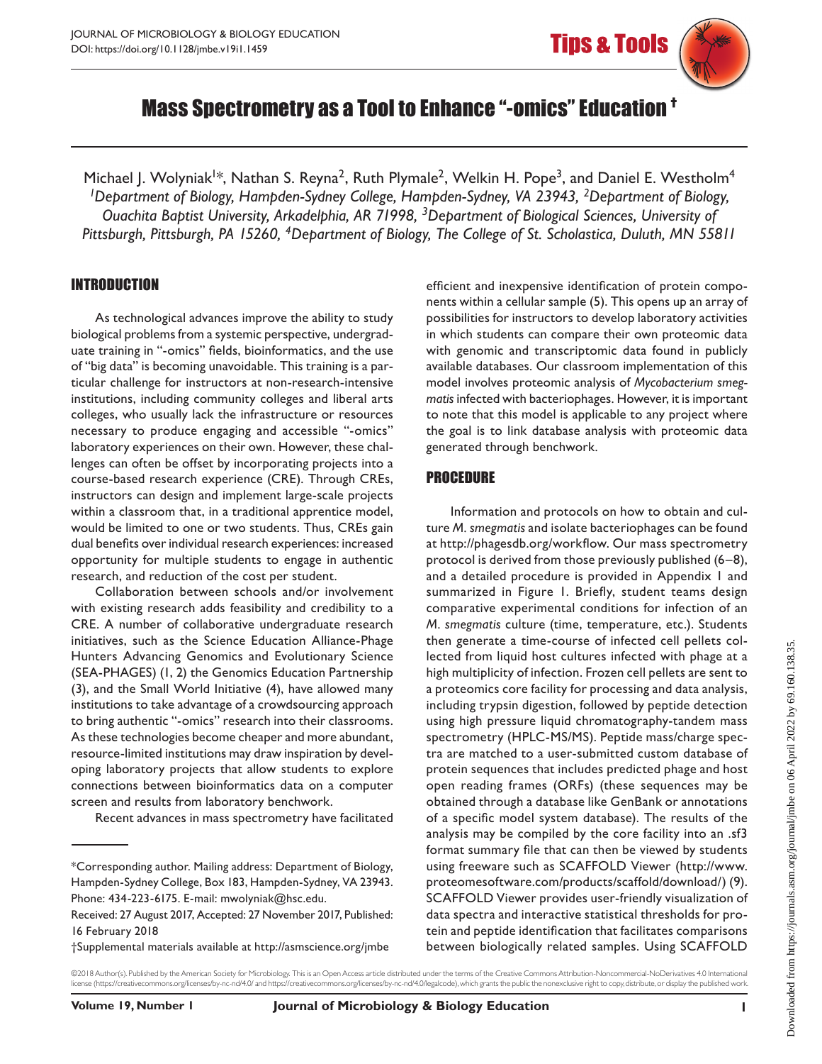# Mass Spectrometry as a Tool to Enhance "-omics" Education †

Michael J. Wolyniak[1]*, Nathan S. Reyna[2], Ruth Plymale[2], Welkin H. Pope[3], and Daniel E. Westholm[4]

[1]*Department of Biology, Hampden-Sydney College, Hampden-Sydney, VA 23943,* [2]*Department of Biology, Ouachita Baptist University, Arkadelphia, AR 71998,* [3]*Department of Biological Sciences, University of Pittsburgh, Pittsburgh, PA 15260,* [4]*Department of Biology, The College of St. Scholastica, Duluth, MN 55811*

## INTRODUCTION

As technological advances improve the ability to study biological problems from a systemic perspective, undergraduate training in "-omics" fields, bioinformatics, and the use of "big data" is becoming unavoidable. This training is a particular challenge for instructors at non-research-intensive institutions, including community colleges and liberal arts colleges, who usually lack the infrastructure or resources necessary to produce engaging and accessible "-omics" laboratory experiences on their own. However, these challenges can often be offset by incorporating projects into a course-based research experience (CRE). Through CREs, instructors can design and implement large-scale projects within a classroom that, in a traditional apprentice model, would be limited to one or two students. Thus, CREs gain dual benefits over individual research experiences: increased opportunity for multiple students to engage in authentic research, and reduction of the cost per student.

Collaboration between schools and/or involvement with existing research adds feasibility and credibility to a CRE. A number of collaborative undergraduate research initiatives, such as the Science Education Alliance-Phage Hunters Advancing Genomics and Evolutionary Science (SEA-PHAGES) (1, 2) the Genomics Education Partnership (3), and the Small World Initiative (4), have allowed many institutions to take advantage of a crowdsourcing approach to bring authentic "-omics" research into their classrooms. As these technologies become cheaper and more abundant, resource-limited institutions may draw inspiration by developing laboratory projects that allow students to explore connections between bioinformatics data on a computer screen and results from laboratory benchwork.

Recent advances in mass spectrometry have facilitated efficient and inexpensive identification of protein components within a cellular sample (5). This opens up an array of possibilities for instructors to develop laboratory activities in which students can compare their own proteomic data with genomic and transcriptomic data found in publicly available databases. Our classroom implementation of this model involves proteomic analysis of *Mycobacterium smegmatis* infected with bacteriophages. However, it is important to note that this model is applicable to any project where the goal is to link database analysis with proteomic data generated through benchwork.

## PROCEDURE

Information and protocols on how to obtain and culture *M. smegmatis* and isolate bacteriophages can be found at http://phagesdb.org/workflow. Our mass spectrometry protocol is derived from those previously published (6–8), and a detailed procedure is provided in Appendix 1 and summarized in Figure 1. Briefly, student teams design comparative experimental conditions for infection of an *M. smegmatis* culture (time, temperature, etc.). Students then generate a time-course of infected cell pellets collected from liquid host cultures infected with phage at a high multiplicity of infection. Frozen cell pellets are sent to a proteomics core facility for processing and data analysis, including trypsin digestion, followed by peptide detection using high pressure liquid chromatography-tandem mass spectrometry (HPLC-MS/MS). Peptide mass/charge spectra are matched to a user-submitted custom database of protein sequences that includes predicted phage and host open reading frames (ORFs) (these sequences may be obtained through a database like GenBank or annotations of a specific model system database). The results of the analysis may be compiled by the core facility into an .sf3 format summary file that can then be viewed by students using freeware such as SCAFFOLD Viewer (http://www.proteomesoftware.com/products/scaffold/download/) (9). SCAFFOLD Viewer provides user-friendly visualization of data spectra and interactive statistical thresholds for protein and peptide identification that facilitates comparisons between biologically related samples. Using SCAFFOLD

---

*Corresponding author. Mailing address: Department of Biology, Hampden-Sydney College, Box 183, Hampden-Sydney, VA 23943. Phone: 434-223-6175. E-mail: mwolyniak@hsc.edu.

Received: 27 August 2017, Accepted: 27 November 2017, Published: 16 February 2018

†Supplemental materials available at http://asmscience.org/jmbe

©2018 Author(s). Published by the American Society for Microbiology. This is an Open Access article distributed under the terms of the Creative Commons Attribution-Noncommercial-NoDerivatives 4.0 International license (https://creativecommons.org/licenses/by-nc-nd/4.0/ and https://creativecommons.org/licenses/by-nc-nd/4.0/legalcode), which grants the public the nonexclusive right to copy, distribute, or display the published work.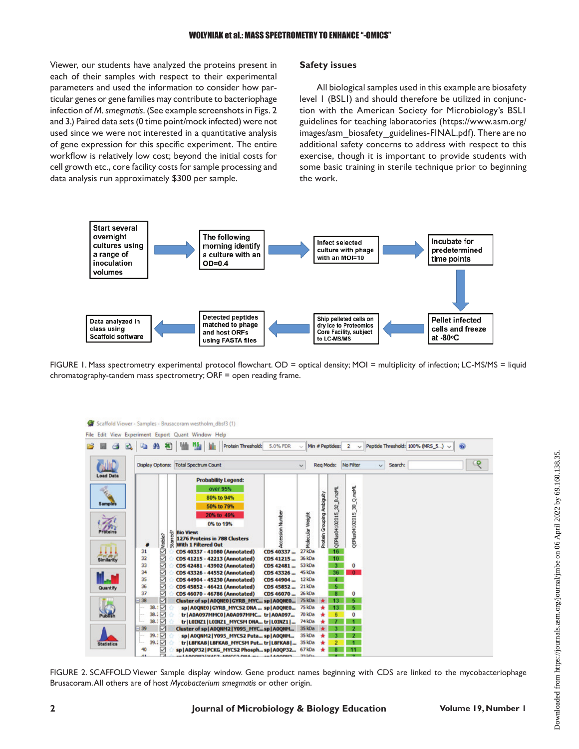Viewer, our students have analyzed the proteins present in each of their samples with respect to their experimental parameters and used the information to consider how particular genes or gene families may contribute to bacteriophage infection of *M. smegmatis*. (See example screenshots in Figs. 2 and 3.) Paired data sets (0 time point/mock infected) were not used since we were not interested in a quantitative analysis of gene expression for this specific experiment. The entire workflow is relatively low cost; beyond the initial costs for cell growth etc., core facility costs for sample processing and data analysis run approximately $300 per sample.

## Safety issues

All biological samples used in this example are biosafety level 1 (BSL1) and should therefore be utilized in conjunction with the American Society for Microbiology's BSL1 guidelines for teaching laboratories (https://www.asm.org/images/asm_biosafety_guidelines-FINAL.pdf). There are no additional safety concerns to address with respect to this exercise, though it is important to provide students with some basic training in sterile technique prior to beginning the work.

Start several overnight cultures using a range of inoculation volumes → The following morning identify a culture with an OD=0.4 → Infect selected culture with phage with an MOI=10 → Incubate for predetermined time points → Pellet infected cells and freeze at -80°C → Ship pelleted cells on dry ice to Proteomics Core Facility, subject to LC-MS/MS → Detected peptides matched to phage and host ORFs using FASTA files → Data analyzed in class using Scaffold software

FIGURE 1. Mass spectrometry experimental protocol flowchart. OD = optical density; MOI = multiplicity of infection; LC-MS/MS = liquid chromatography-tandem mass spectrometry; ORF = open reading frame.

FIGURE 2. SCAFFOLD Viewer Sample display window. Gene product names beginning with CDS are linked to the mycobacteriophage Brusacoram. All others are of host *Mycobacterium smegmatis* or other origin.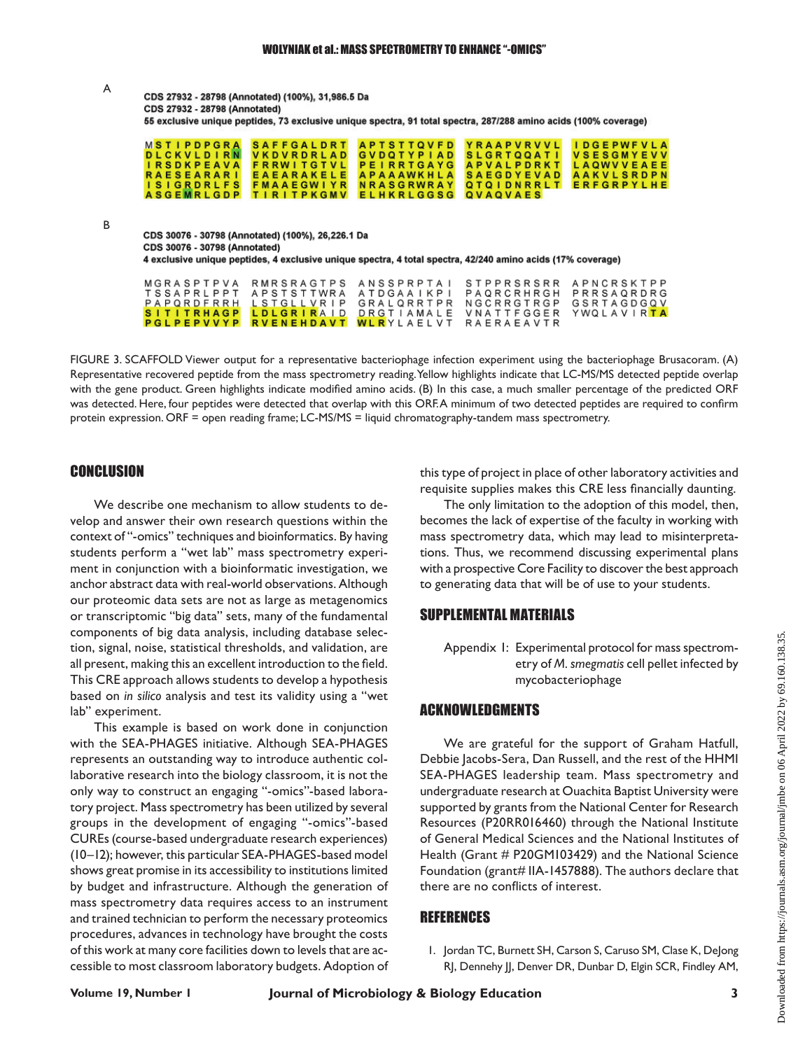A

CDS 27932 - 28798 (Annotated) (100%), 31,986.5 Da
CDS 27932 - 28798 (Annotated)
55 exclusive unique peptides, 73 exclusive unique spectra, 91 total spectra, 287/288 amino acids (100% coverage)

```
MSTIPDPGRA SAFFGALDRT APTSTTQVFD YRAAPVRVVL IDGEPWFVLA
DLCKVLDIRN VKDVRDRLAD GVDQTYPIAD SLGRTQQATI VSESGMYEVV
IRSDKPEAVA FRRWITGTVL PEIRRTGAYG APVALPDRKT LAQWVVEAEE
RAESEARARI EAEARAKELE APAAAWKHLA SAEGDYEVAD AAKVLSRDPN
ISIGRDRLFS FMAAEGWIYR NRASGRWRAY QTQIDNRRLT ERFGRPYLHE
ASGEMRLGDP TIRITPKGMV ELHKRLGGSG QVAQVAES
```

B

CDS 30076 - 30798 (Annotated) (100%), 26,226.1 Da
CDS 30076 - 30798 (Annotated)
4 exclusive unique peptides, 4 exclusive unique spectra, 4 total spectra, 42/240 amino acids (17% coverage)

```
MGRASPTPVA RMRSRAGTPS ANSSPRPTAI STPPRSRSRR APNCRSKTPP
TSSAPRLPPT APSTSTTWRA ATDGAAIKPI PAQRCRHRGH PRRSAQRDRG
PAPQRDFRRH LSTGLLVRIP GRALQRRTPR NGCRRGTRGP GSRTAGDGQV
SITITRHAGP LDLGRIRAID DRGTIAMALE VNATTFGGER YWQLAVIRTA
PGLPEPVVYP RVENEHDAVT WLRYLAELVT RAERAEAVTR
```

FIGURE 3. SCAFFOLD Viewer output for a representative bacteriophage infection experiment using the bacteriophage Brusacoram. (A) Representative recovered peptide from the mass spectrometry reading. Yellow highlights indicate that LC-MS/MS detected peptide overlap with the gene product. Green highlights indicate modified amino acids. (B) In this case, a much smaller percentage of the predicted ORF was detected. Here, four peptides were detected that overlap with this ORF. A minimum of two detected peptides are required to confirm protein expression. ORF = open reading frame; LC-MS/MS = liquid chromatography-tandem mass spectrometry.

## CONCLUSION

We describe one mechanism to allow students to develop and answer their own research questions within the context of "-omics" techniques and bioinformatics. By having students perform a "wet lab" mass spectrometry experiment in conjunction with a bioinformatic investigation, we anchor abstract data with real-world observations. Although our proteomic data sets are not as large as metagenomics or transcriptomic "big data" sets, many of the fundamental components of big data analysis, including database selection, signal, noise, statistical thresholds, and validation, are all present, making this an excellent introduction to the field. This CRE approach allows students to develop a hypothesis based on *in silico* analysis and test its validity using a "wet lab" experiment.

This example is based on work done in conjunction with the SEA-PHAGES initiative. Although SEA-PHAGES represents an outstanding way to introduce authentic collaborative research into the biology classroom, it is not the only way to construct an engaging "-omics"-based laboratory project. Mass spectrometry has been utilized by several groups in the development of engaging "-omics"-based CUREs (course-based undergraduate research experiences) (10–12); however, this particular SEA-PHAGES-based model shows great promise in its accessibility to institutions limited by budget and infrastructure. Although the generation of mass spectrometry data requires access to an instrument and trained technician to perform the necessary proteomics procedures, advances in technology have brought the costs of this work at many core facilities down to levels that are accessible to most classroom laboratory budgets. Adoption of this type of project in place of other laboratory activities and requisite supplies makes this CRE less financially daunting.

The only limitation to the adoption of this model, then, becomes the lack of expertise of the faculty in working with mass spectrometry data, which may lead to misinterpretations. Thus, we recommend discussing experimental plans with a prospective Core Facility to discover the best approach to generating data that will be of use to your students.

## SUPPLEMENTAL MATERIALS

Appendix 1: Experimental protocol for mass spectrometry of *M. smegmatis* cell pellet infected by mycobacteriophage

## ACKNOWLEDGMENTS

We are grateful for the support of Graham Hatfull, Debbie Jacobs-Sera, Dan Russell, and the rest of the HHMI SEA-PHAGES leadership team. Mass spectrometry and undergraduate research at Ouachita Baptist University were supported by grants from the National Center for Research Resources (P20RR016460) through the National Institute of General Medical Sciences and the National Institutes of Health (Grant # P20GM103429) and the National Science Foundation (grant# IIA-1457888). The authors declare that there are no conflicts of interest.

## REFERENCES

1. Jordan TC, Burnett SH, Carson S, Caruso SM, Clase K, DeJong RJ, Dennehy JJ, Denver DR, Dunbar D, Elgin SCR, Findley AM,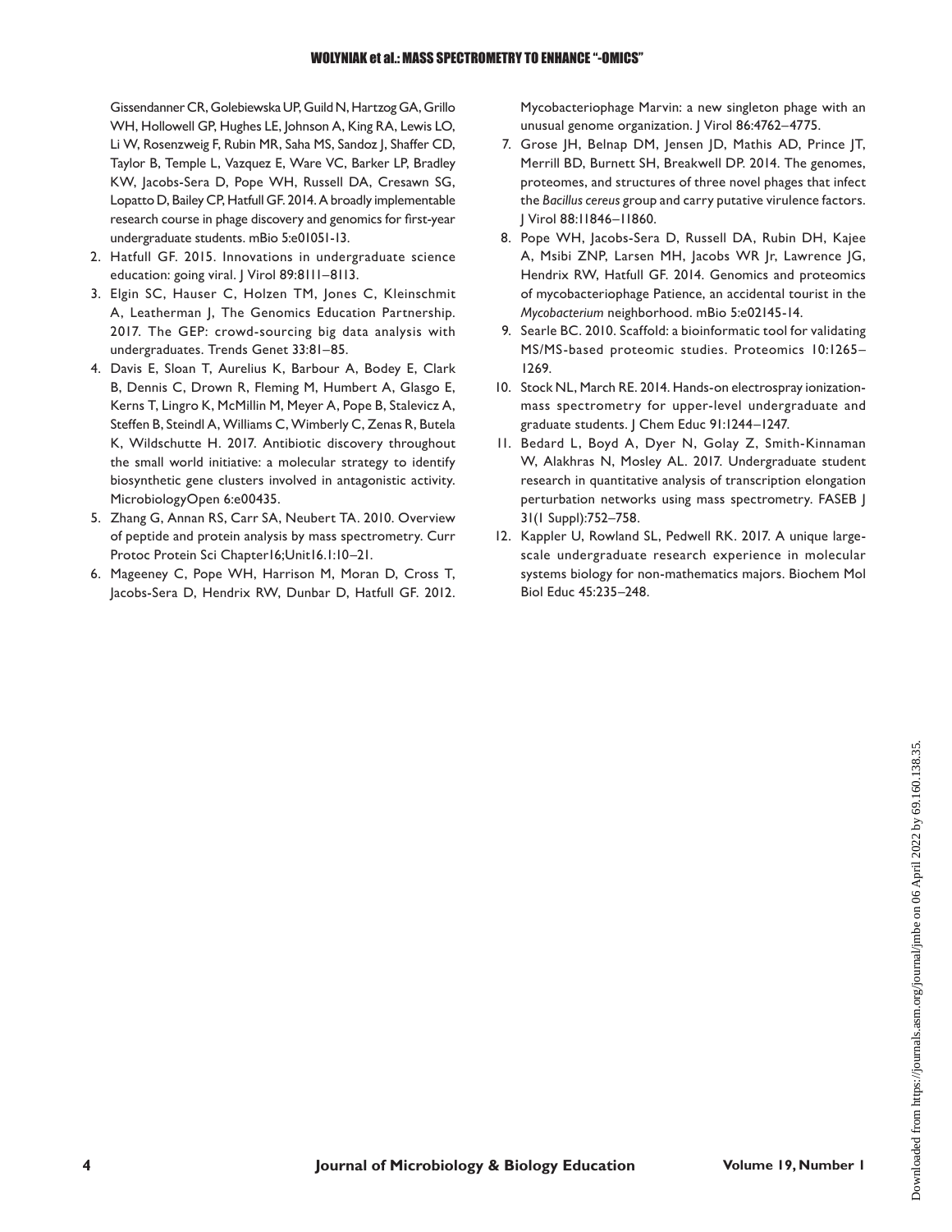Gissendanner CR, Golebiewska UP, Guild N, Hartzog GA, Grillo WH, Hollowell GP, Hughes LE, Johnson A, King RA, Lewis LO, Li W, Rosenzweig F, Rubin MR, Saha MS, Sandoz J, Shaffer CD, Taylor B, Temple L, Vazquez E, Ware VC, Barker LP, Bradley KW, Jacobs-Sera D, Pope WH, Russell DA, Cresawn SG, Lopatto D, Bailey CP, Hatfull GF. 2014. A broadly implementable research course in phage discovery and genomics for first-year undergraduate students. mBio 5:e01051-13.

2. Hatfull GF. 2015. Innovations in undergraduate science education: going viral. J Virol 89:8111–8113.
3. Elgin SC, Hauser C, Holzen TM, Jones C, Kleinschmit A, Leatherman J, The Genomics Education Partnership. 2017. The GEP: crowd-sourcing big data analysis with undergraduates. Trends Genet 33:81–85.
4. Davis E, Sloan T, Aurelius K, Barbour A, Bodey E, Clark B, Dennis C, Drown R, Fleming M, Humbert A, Glasgo E, Kerns T, Lingro K, McMillin M, Meyer A, Pope B, Stalevicz A, Steffen B, Steindl A, Williams C, Wimberly C, Zenas R, Butela K, Wildschutte H. 2017. Antibiotic discovery throughout the small world initiative: a molecular strategy to identify biosynthetic gene clusters involved in antagonistic activity. MicrobiologyOpen 6:e00435.
5. Zhang G, Annan RS, Carr SA, Neubert TA. 2010. Overview of peptide and protein analysis by mass spectrometry. Curr Protoc Protein Sci Chapter16;Unit16.1:10–21.
6. Mageeney C, Pope WH, Harrison M, Moran D, Cross T, Jacobs-Sera D, Hendrix RW, Dunbar D, Hatfull GF. 2012. Mycobacteriophage Marvin: a new singleton phage with an unusual genome organization. J Virol 86:4762–4775.
7. Grose JH, Belnap DM, Jensen JD, Mathis AD, Prince JT, Merrill BD, Burnett SH, Breakwell DP. 2014. The genomes, proteomes, and structures of three novel phages that infect the *Bacillus cereus* group and carry putative virulence factors. J Virol 88:11846–11860.
8. Pope WH, Jacobs-Sera D, Russell DA, Rubin DH, Kajee A, Msibi ZNP, Larsen MH, Jacobs WR Jr, Lawrence JG, Hendrix RW, Hatfull GF. 2014. Genomics and proteomics of mycobacteriophage Patience, an accidental tourist in the *Mycobacterium* neighborhood. mBio 5:e02145-14.
9. Searle BC. 2010. Scaffold: a bioinformatic tool for validating MS/MS-based proteomic studies. Proteomics 10:1265–1269.
10. Stock NL, March RE. 2014. Hands-on electrospray ionization-mass spectrometry for upper-level undergraduate and graduate students. J Chem Educ 91:1244–1247.
11. Bedard L, Boyd A, Dyer N, Golay Z, Smith-Kinnaman W, Alakhras N, Mosley AL. 2017. Undergraduate student research in quantitative analysis of transcription elongation perturbation networks using mass spectrometry. FASEB J 31(1 Suppl):752–758.
12. Kappler U, Rowland SL, Pedwell RK. 2017. A unique large-scale undergraduate research experience in molecular systems biology for non-mathematics majors. Biochem Mol Biol Educ 45:235–248.